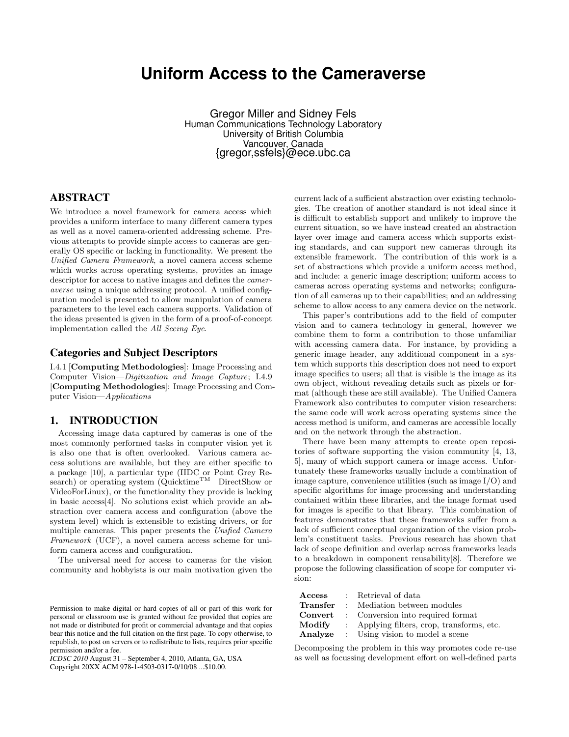# Uniform Access to the Cameraverse

Gregor Miller and Sidney Fels
Human Communications Technology Laboratory
University of British Columbia
Vancouver, Canada
{gregor,ssfels}@ece.ubc.ca

## ABSTRACT

We introduce a novel framework for camera access which provides a uniform interface to many different camera types as well as a novel camera-oriented addressing scheme. Previous attempts to provide simple access to cameras are generally OS specific or lacking in functionality. We present the *Unified Camera Framework*, a novel camera access scheme which works across operating systems, provides an image descriptor for access to native images and defines the *cameraverse* using a unique addressing protocol. A unified configuration model is presented to allow manipulation of camera parameters to the level each camera supports. Validation of the ideas presented is given in the form of a proof-of-concept implementation called the *All Seeing Eye*.

## Categories and Subject Descriptors

I.4.1 [**Computing Methodologies**]: Image Processing and Computer Vision—*Digitization and Image Capture*; I.4.9 [**Computing Methodologies**]: Image Processing and Computer Vision—*Applications*

## 1. INTRODUCTION

Accessing image data captured by cameras is one of the most commonly performed tasks in computer vision yet it is also one that is often overlooked. Various camera access solutions are available, but they are either specific to a package [10], a particular type (IIDC or Point Grey Research) or operating system (Quicktime$^{TM}$ DirectShow or VideoForLinux), or the functionality they provide is lacking in basic access[4]. No solutions exist which provide an abstraction over camera access and configuration (above the system level) which is extensible to existing drivers, or for multiple cameras. This paper presents the *Unified Camera Framework* (UCF), a novel camera access scheme for uniform camera access and configuration.

The universal need for access to cameras for the vision community and hobbyists is our main motivation given the current lack of a sufficient abstraction over existing technologies. The creation of another standard is not ideal since it is difficult to establish support and unlikely to improve the current situation, so we have instead created an abstraction layer over image and camera access which supports existing standards, and can support new cameras through its extensible framework. The contribution of this work is a set of abstractions which provide a uniform access method, and include: a generic image description; uniform access to cameras across operating systems and networks; configuration of all cameras up to their capabilities; and an addressing scheme to allow access to any camera device on the network.

This paper's contributions add to the field of computer vision and to camera technology in general, however we combine them to form a contribution to those unfamiliar with accessing camera data. For instance, by providing a generic image header, any additional component in a system which supports this description does not need to export image specifics to users; all that is visible is the image as its own object, without revealing details such as pixels or format (although these are still available). The Unified Camera Framework also contributes to computer vision researchers: the same code will work across operating systems since the access method is uniform, and cameras are accessible locally and on the network through the abstraction.

There have been many attempts to create open repositories of software supporting the vision community [4, 13, 5], many of which support camera or image access. Unfortunately these frameworks usually include a combination of image capture, convenience utilities (such as image I/O) and specific algorithms for image processing and understanding contained within these libraries, and the image format used for images is specific to that library. This combination of features demonstrates that these frameworks suffer from a lack of sufficient conceptual organization of the vision problem's constituent tasks. Previous research has shown that lack of scope definition and overlap across frameworks leads to a breakdown in component reusability[8]. Therefore we propose the following classification of scope for computer vision:

| | | |
|---|---|---|
| **Access** | : | Retrieval of data |
| **Transfer** | : | Mediation between modules |
| **Convert** | : | Conversion into required format |
| **Modify** | : | Applying filters, crop, transforms, etc. |
| **Analyze** | : | Using vision to model a scene |

Decomposing the problem in this way promotes code re-use as well as focussing development effort on well-defined parts

Permission to make digital or hard copies of all or part of this work for personal or classroom use is granted without fee provided that copies are not made or distributed for profit or commercial advantage and that copies bear this notice and the full citation on the first page. To copy otherwise, to republish, to post on servers or to redistribute to lists, requires prior specific permission and/or a fee.
*ICDSC 2010* August 31 – September 4, 2010, Atlanta, GA, USA
Copyright 20XX ACM 978-1-4503-0317-0/10/08 ...$10.00.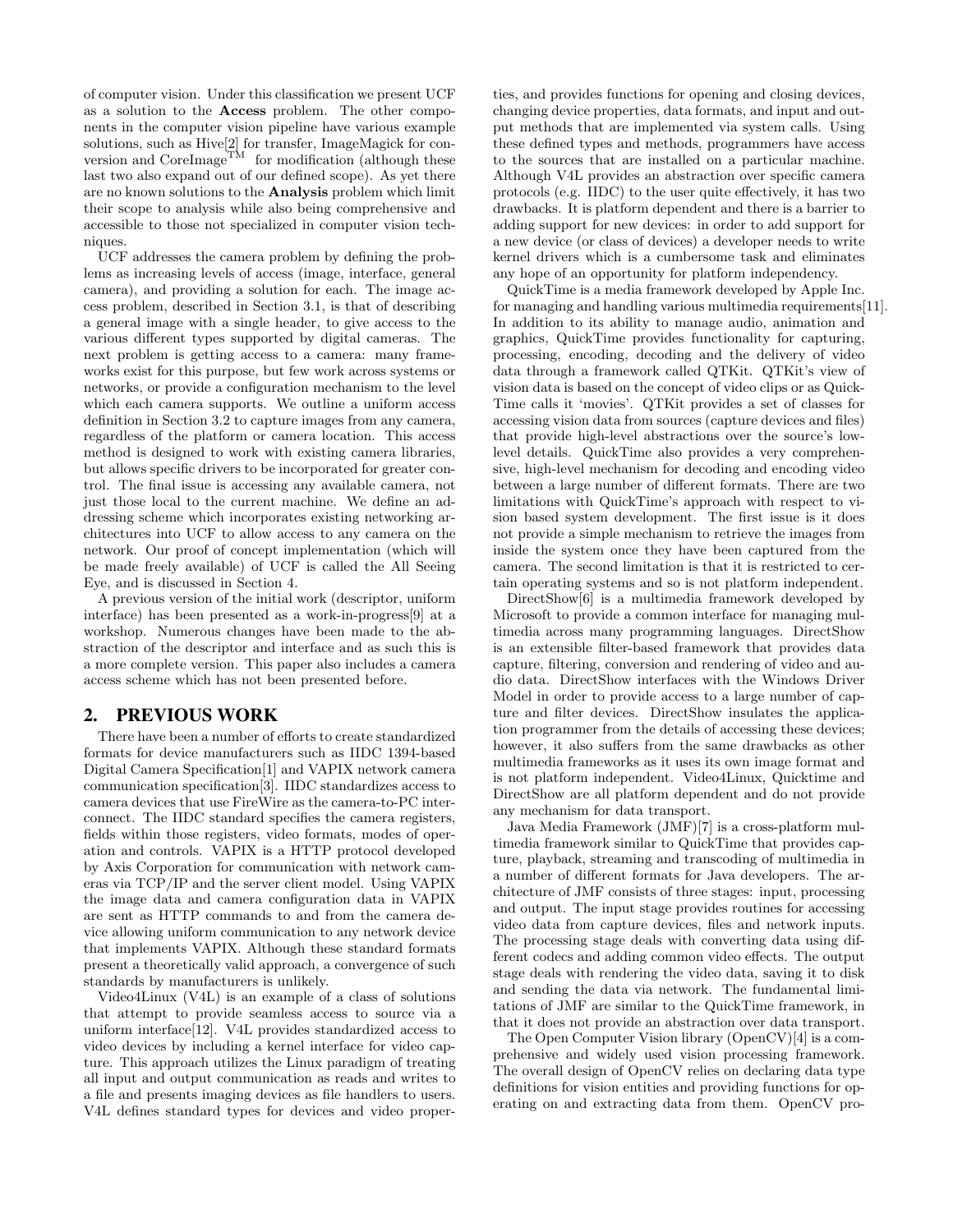of computer vision. Under this classification we present UCF as a solution to the **Access** problem. The other components in the computer vision pipeline have various example solutions, such as Hive[2] for transfer, ImageMagick for conversion and CoreImage™ for modification (although these last two also expand out of our defined scope). As yet there are no known solutions to the **Analysis** problem which limit their scope to analysis while also being comprehensive and accessible to those not specialized in computer vision techniques.

UCF addresses the camera problem by defining the problems as increasing levels of access (image, interface, general camera), and providing a solution for each. The image access problem, described in Section 3.1, is that of describing a general image with a single header, to give access to the various different types supported by digital cameras. The next problem is getting access to a camera: many frameworks exist for this purpose, but few work across systems or networks, or provide a configuration mechanism to the level which each camera supports. We outline a uniform access definition in Section 3.2 to capture images from any camera, regardless of the platform or camera location. This access method is designed to work with existing camera libraries, but allows specific drivers to be incorporated for greater control. The final issue is accessing any available camera, not just those local to the current machine. We define an addressing scheme which incorporates existing networking architectures into UCF to allow access to any camera on the network. Our proof of concept implementation (which will be made freely available) of UCF is called the All Seeing Eye, and is discussed in Section 4.

A previous version of the initial work (descriptor, uniform interface) has been presented as a work-in-progress[9] at a workshop. Numerous changes have been made to the abstraction of the descriptor and interface and as such this is a more complete version. This paper also includes a camera access scheme which has not been presented before.

## 2. PREVIOUS WORK

There have been a number of efforts to create standardized formats for device manufacturers such as IIDC 1394-based Digital Camera Specification[1] and VAPIX network camera communication specification[3]. IIDC standardizes access to camera devices that use FireWire as the camera-to-PC interconnect. The IIDC standard specifies the camera registers, fields within those registers, video formats, modes of operation and controls. VAPIX is a HTTP protocol developed by Axis Corporation for communication with network cameras via TCP/IP and the server client model. Using VAPIX the image data and camera configuration data in VAPIX are sent as HTTP commands to and from the camera device allowing uniform communication to any network device that implements VAPIX. Although these standard formats present a theoretically valid approach, a convergence of such standards by manufacturers is unlikely.

Video4Linux (V4L) is an example of a class of solutions that attempt to provide seamless access to source via a uniform interface[12]. V4L provides standardized access to video devices by including a kernel interface for video capture. This approach utilizes the Linux paradigm of treating all input and output communication as reads and writes to a file and presents imaging devices as file handlers to users. V4L defines standard types for devices and video properties, and provides functions for opening and closing devices, changing device properties, data formats, and input and output methods that are implemented via system calls. Using these defined types and methods, programmers have access to the sources that are installed on a particular machine. Although V4L provides an abstraction over specific camera protocols (e.g. IIDC) to the user quite effectively, it has two drawbacks. It is platform dependent and there is a barrier to adding support for new devices: in order to add support for a new device (or class of devices) a developer needs to write kernel drivers which is a cumbersome task and eliminates any hope of an opportunity for platform independency.

QuickTime is a media framework developed by Apple Inc. for managing and handling various multimedia requirements[11]. In addition to its ability to manage audio, animation and graphics, QuickTime provides functionality for capturing, processing, encoding, decoding and the delivery of video data through a framework called QTKit. QTKit's view of vision data is based on the concept of video clips or as QuickTime calls it 'movies'. QTKit provides a set of classes for accessing vision data from sources (capture devices and files) that provide high-level abstractions over the source's low-level details. QuickTime also provides a very comprehensive, high-level mechanism for decoding and encoding video between a large number of different formats. There are two limitations with QuickTime's approach with respect to vision based system development. The first issue is it does not provide a simple mechanism to retrieve the images from inside the system once they have been captured from the camera. The second limitation is that it is restricted to certain operating systems and so is not platform independent.

DirectShow[6] is a multimedia framework developed by Microsoft to provide a common interface for managing multimedia across many programming languages. DirectShow is an extensible filter-based framework that provides data capture, filtering, conversion and rendering of video and audio data. DirectShow interfaces with the Windows Driver Model in order to provide access to a large number of capture and filter devices. DirectShow insulates the application programmer from the details of accessing these devices; however, it also suffers from the same drawbacks as other multimedia frameworks as it uses its own image format and is not platform independent. Video4Linux, Quicktime and DirectShow are all platform dependent and do not provide any mechanism for data transport.

Java Media Framework (JMF)[7] is a cross-platform multimedia framework similar to QuickTime that provides capture, playback, streaming and transcoding of multimedia in a number of different formats for Java developers. The architecture of JMF consists of three stages: input, processing and output. The input stage provides routines for accessing video data from capture devices, files and network inputs. The processing stage deals with converting data using different codecs and adding common video effects. The output stage deals with rendering the video data, saving it to disk and sending the data via network. The fundamental limitations of JMF are similar to the QuickTime framework, in that it does not provide an abstraction over data transport.

The Open Computer Vision library (OpenCV)[4] is a comprehensive and widely used vision processing framework. The overall design of OpenCV relies on declaring data type definitions for vision entities and providing functions for operating on and extracting data from them. OpenCV pro-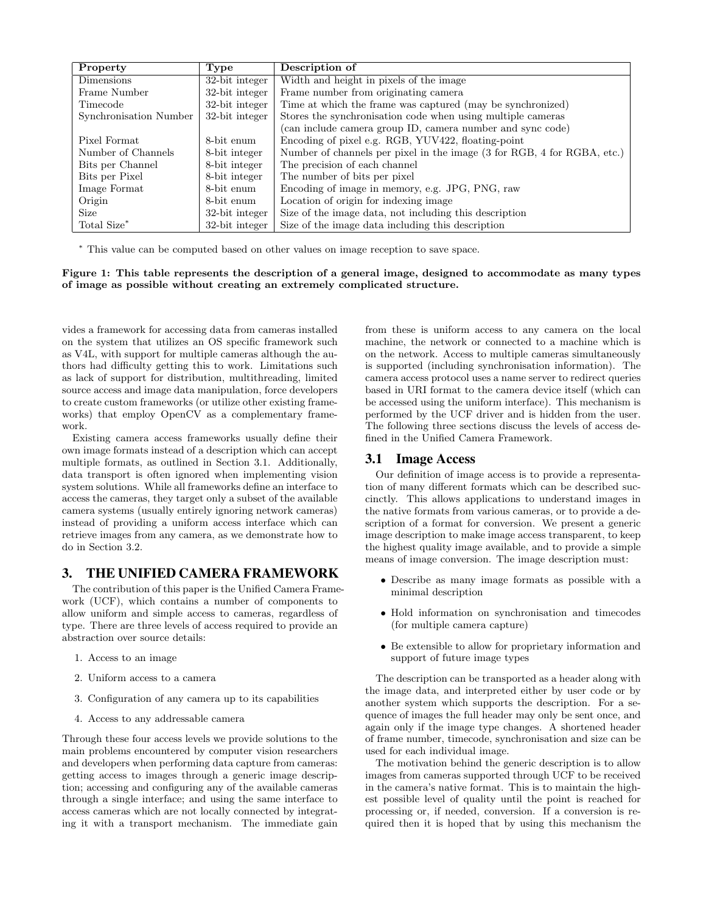| Property | Type | Description of |
|---|---|---|
| Dimensions | 32-bit integer | Width and height in pixels of the image |
| Frame Number | 32-bit integer | Frame number from originating camera |
| Timecode | 32-bit integer | Time at which the frame was captured (may be synchronized) |
| Synchronisation Number | 32-bit integer | Stores the synchronisation code when using multiple cameras (can include camera group ID, camera number and sync code) |
| Pixel Format | 8-bit enum | Encoding of pixel e.g. RGB, YUV422, floating-point |
| Number of Channels | 8-bit integer | Number of channels per pixel in the image (3 for RGB, 4 for RGBA, etc.) |
| Bits per Channel | 8-bit integer | The precision of each channel |
| Bits per Pixel | 8-bit integer | The number of bits per pixel |
| Image Format | 8-bit enum | Encoding of image in memory, e.g. JPG, PNG, raw |
| Origin | 8-bit enum | Location of origin for indexing image |
| Size | 32-bit integer | Size of the image data, not including this description |
| Total Size* | 32-bit integer | Size of the image data including this description |

* This value can be computed based on other values on image reception to save space.

**Figure 1: This table represents the description of a general image, designed to accommodate as many types of image as possible without creating an extremely complicated structure.**

vides a framework for accessing data from cameras installed on the system that utilizes an OS specific framework such as V4L, with support for multiple cameras although the authors had difficulty getting this to work. Limitations such as lack of support for distribution, multithreading, limited source access and image data manipulation, force developers to create custom frameworks (or utilize other existing frameworks) that employ OpenCV as a complementary framework.

Existing camera access frameworks usually define their own image formats instead of a description which can accept multiple formats, as outlined in Section 3.1. Additionally, data transport is often ignored when implementing vision system solutions. While all frameworks define an interface to access the cameras, they target only a subset of the available camera systems (usually entirely ignoring network cameras) instead of providing a uniform access interface which can retrieve images from any camera, as we demonstrate how to do in Section 3.2.

## 3. THE UNIFIED CAMERA FRAMEWORK

The contribution of this paper is the Unified Camera Framework (UCF), which contains a number of components to allow uniform and simple access to cameras, regardless of type. There are three levels of access required to provide an abstraction over source details:

1. Access to an image
2. Uniform access to a camera
3. Configuration of any camera up to its capabilities
4. Access to any addressable camera

Through these four access levels we provide solutions to the main problems encountered by computer vision researchers and developers when performing data capture from cameras: getting access to images through a generic image description; accessing and configuring any of the available cameras through a single interface; and using the same interface to access cameras which are not locally connected by integrating it with a transport mechanism. The immediate gain from these is uniform access to any camera on the local machine, the network or connected to a machine which is on the network. Access to multiple cameras simultaneously is supported (including synchronisation information). The camera access protocol uses a name server to redirect queries based in URI format to the camera device itself (which can be accessed using the uniform interface). This mechanism is performed by the UCF driver and is hidden from the user. The following three sections discuss the levels of access defined in the Unified Camera Framework.

### 3.1 Image Access

Our definition of image access is to provide a representation of many different formats which can be described succinctly. This allows applications to understand images in the native formats from various cameras, or to provide a description of a format for conversion. We present a generic image description to make image access transparent, to keep the highest quality image available, and to provide a simple means of image conversion. The image description must:

- Describe as many image formats as possible with a minimal description
- Hold information on synchronisation and timecodes (for multiple camera capture)
- Be extensible to allow for proprietary information and support of future image types

The description can be transported as a header along with the image data, and interpreted either by user code or by another system which supports the description. For a sequence of images the full header may only be sent once, and again only if the image type changes. A shortened header of frame number, timecode, synchronisation and size can be used for each individual image.

The motivation behind the generic description is to allow images from cameras supported through UCF to be received in the camera's native format. This is to maintain the highest possible level of quality until the point is reached for processing or, if needed, conversion. If a conversion is required then it is hoped that by using this mechanism the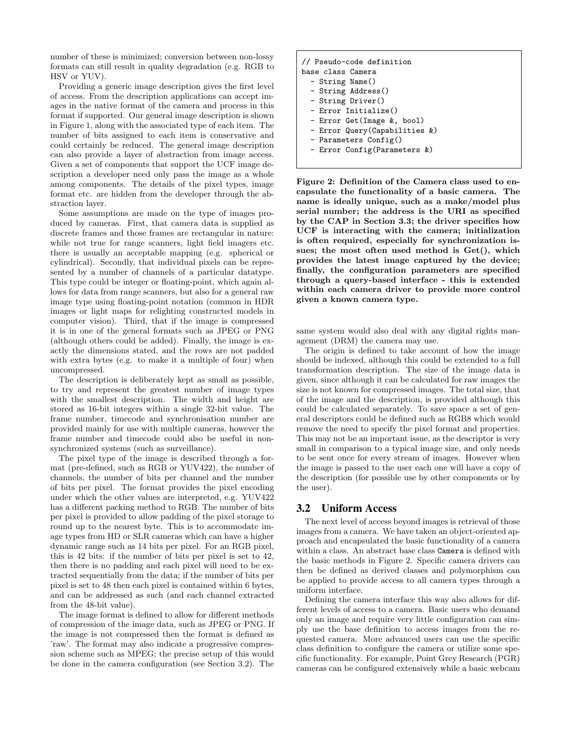number of these is minimized; conversion between non-lossy formats can still result in quality degradation (e.g. RGB to HSV or YUV).

Providing a generic image description gives the first level of access. From the description applications can accept images in the native format of the camera and process in this format if supported. Our general image description is shown in Figure 1, along with the associated type of each item. The number of bits assigned to each item is conservative and could certainly be reduced. The general image description can also provide a layer of abstraction from image access. Given a set of components that support the UCF image description a developer need only pass the image as a whole among components. The details of the pixel types, image format etc. are hidden from the developer through the abstraction layer.

Some assumptions are made on the type of images produced by cameras. First, that camera data is supplied as discrete frames and those frames are rectangular in nature: while not true for range scanners, light field imagers etc. there is usually an acceptable mapping (e.g. spherical or cylindrical). Secondly, that individual pixels can be represented by a number of channels of a particular datatype. This type could be integer or floating-point, which again allows for data from range scanners, but also for a general raw image type using floating-point notation (common in HDR images or light maps for relighting constructed models in computer vision). Third, that if the image is compressed it is in one of the general formats such as JPEG or PNG (although others could be added). Finally, the image is exactly the dimensions stated, and the rows are not padded with extra bytes (e.g. to make it a multiple of four) when uncompressed.

The description is deliberately kept as small as possible, to try and represent the greatest number of image types with the smallest description. The width and height are stored as 16-bit integers within a single 32-bit value. The frame number, timecode and synchronisation number are provided mainly for use with multiple cameras, however the frame number and timecode could also be useful in non-synchronized systems (such as surveillance).

The pixel type of the image is described through a format (pre-defined, such as RGB or YUV422), the number of channels, the number of bits per channel and the number of bits per pixel. The format provides the pixel encoding under which the other values are interpreted, e.g. YUV422 has a different packing method to RGB. The number of bits per pixel is provided to allow padding of the pixel storage to round up to the nearest byte. This is to accommodate image types from HD or SLR cameras which can have a higher dynamic range such as 14 bits per pixel. For an RGB pixel, this is 42 bits: if the number of bits per pixel is set to 42, then there is no padding and each pixel will need to be extracted sequentially from the data; if the number of bits per pixel is set to 48 then each pixel is contained within 6 bytes, and can be addressed as such (and each channel extracted from the 48-bit value).

The image format is defined to allow for different methods of compression of the image data, such as JPEG or PNG. If the image is not compressed then the format is defined as 'raw'. The format may also indicate a progressive compression scheme such as MPEG; the precise setup of this would be done in the camera configuration (see Section 3.2). The same system would also deal with any digital rights management (DRM) the camera may use.

```
// Pseudo-code definition
base class Camera
  - String Name()
  - String Address()
  - String Driver()
  - Error Initialize()
  - Error Get(Image &, bool)
  - Error Query(Capabilities &)
  - Parameters Config()
  - Error Config(Parameters &)
```

**Figure 2: Definition of the Camera class used to encapsulate the functionality of a basic camera. The name is ideally unique, such as a make/model plus serial number; the address is the URI as specified by the CAP in Section 3.3; the driver specifies how UCF is interacting with the camera; initialization is often required, especially for synchronization issues; the most often used method is Get(), which provides the latest image captured by the device; finally, the configuration parameters are specified through a query-based interface - this is extended within each camera driver to provide more control given a known camera type.**

The origin is defined to take account of how the image should be indexed, although this could be extended to a full transformation description. The size of the image data is given, since although it can be calculated for raw images the size is not known for compressed images. The total size, that of the image and the description, is provided although this could be calculated separately. To save space a set of general descriptors could be defined such as RGB8 which would remove the need to specify the pixel format and properties. This may not be an important issue, as the descriptor is very small in comparison to a typical image size, and only needs to be sent once for every stream of images. However when the image is passed to the user each one will have a copy of the description (for possible use by other components or by the user).

## 3.2 Uniform Access

The next level of access beyond images is retrieval of those images from a camera. We have taken an object-oriented approach and encapsulated the basic functionality of a camera within a class. An abstract base class `Camera` is defined with the basic methods in Figure 2. Specific camera drivers can then be defined as derived classes and polymorphism can be applied to provide access to all camera types through a uniform interface.

Defining the camera interface this way also allows for different levels of access to a camera. Basic users who demand only an image and require very little configuration can simply use the base definition to access images from the requested camera. More advanced users can use the specific class definition to configure the camera or utilize some specific functionality. For example, Point Grey Research (PGR) cameras can be configured extensively while a basic webcam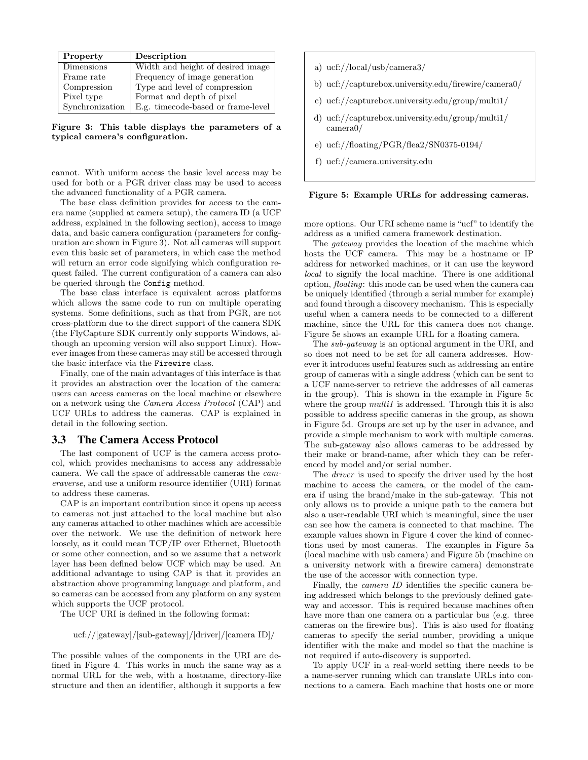| Property | Description |
|---|---|
| Dimensions | Width and height of desired image |
| Frame rate | Frequency of image generation |
| Compression | Type and level of compression |
| Pixel type | Format and depth of pixel |
| Synchronization | E.g. timecode-based or frame-level |

**Figure 3: This table displays the parameters of a typical camera's configuration.**

cannot. With uniform access the basic level access may be used for both or a PGR driver class may be used to access the advanced functionality of a PGR camera.

The base class definition provides for access to the camera name (supplied at camera setup), the camera ID (a UCF address, explained in the following section), access to image data, and basic camera configuration (parameters for configuration are shown in Figure 3). Not all cameras will support even this basic set of parameters, in which case the method will return an error code signifying which configuration request failed. The current configuration of a camera can also be queried through the `Config` method.

The base class interface is equivalent across platforms which allows the same code to run on multiple operating systems. Some definitions, such as that from PGR, are not cross-platform due to the direct support of the camera SDK (the FlyCapture SDK currently only supports Windows, although an upcoming version will also support Linux). However images from these cameras may still be accessed through the basic interface via the `Firewire` class.

Finally, one of the main advantages of this interface is that it provides an abstraction over the location of the camera: users can access cameras on the local machine or elsewhere on a network using the *Camera Access Protocol* (CAP) and UCF URLs to address the cameras. CAP is explained in detail in the following section.

## 3.3 The Camera Access Protocol

The last component of UCF is the camera access protocol, which provides mechanisms to access any addressable camera. We call the space of addressable cameras the *cameraverse*, and use a uniform resource identifier (URI) format to address these cameras.

CAP is an important contribution since it opens up access to cameras not just attached to the local machine but also any cameras attached to other machines which are accessible over the network. We use the definition of network here loosely, as it could mean TCP/IP over Ethernet, Bluetooth or some other connection, and so we assume that a network layer has been defined below UCF which may be used. An additional advantage to using CAP is that it provides an abstraction above programming language and platform, and so cameras can be accessed from any platform on any system which supports the UCF protocol.

The UCF URI is defined in the following format:

ucf://[gateway]/[sub-gateway]/[driver]/[camera ID]/

The possible values of the components in the URI are defined in Figure 4. This works in much the same way as a normal URL for the web, with a hostname, directory-like structure and then an identifier, although it supports a few more options. Our URI scheme name is "ucf" to identify the address as a unified camera framework destination.

a) ucf://local/usb/camera3/

b) ucf://capturebox.university.edu/firewire/camera0/

c) ucf://capturebox.university.edu/group/multi1/

d) ucf://capturebox.university.edu/group/multi1/camera0/

e) ucf://floating/PGR/flea2/SN0375-0194/

f) ucf://camera.university.edu

**Figure 5: Example URLs for addressing cameras.**

The *gateway* provides the location of the machine which hosts the UCF camera. This may be a hostname or IP address for networked machines, or it can use the keyword *local* to signify the local machine. There is one additional option, *floating*: this mode can be used when the camera can be uniquely identified (through a serial number for example) and found through a discovery mechanism. This is especially useful when a camera needs to be connected to a different machine, since the URL for this camera does not change. Figure 5e shows an example URL for a floating camera.

The *sub-gateway* is an optional argument in the URI, and so does not need to be set for all camera addresses. However it introduces useful features such as addressing an entire group of cameras with a single address (which can be sent to a UCF name-server to retrieve the addresses of all cameras in the group). This is shown in the example in Figure 5c where the group *multi1* is addressed. Through this it is also possible to address specific cameras in the group, as shown in Figure 5d. Groups are set up by the user in advance, and provide a simple mechanism to work with multiple cameras. The sub-gateway also allows cameras to be addressed by their make or brand-name, after which they can be referenced by model and/or serial number.

The *driver* is used to specify the driver used by the host machine to access the camera, or the model of the camera if using the brand/make in the sub-gateway. This not only allows us to provide a unique path to the camera but also a user-readable URI which is meaningful, since the user can see how the camera is connected to that machine. The example values shown in Figure 4 cover the kind of connections used by most cameras. The examples in Figure 5a (local machine with usb camera) and Figure 5b (machine on a university network with a firewire camera) demonstrate the use of the accessor with connection type.

Finally, the *camera ID* identifies the specific camera being addressed which belongs to the previously defined gateway and accessor. This is required because machines often have more than one camera on a particular bus (e.g. three cameras on the firewire bus). This is also used for floating cameras to specify the serial number, providing a unique identifier with the make and model so that the machine is not required if auto-discovery is supported.

To apply UCF in a real-world setting there needs to be a name-server running which can translate URLs into connections to a camera. Each machine that hosts one or more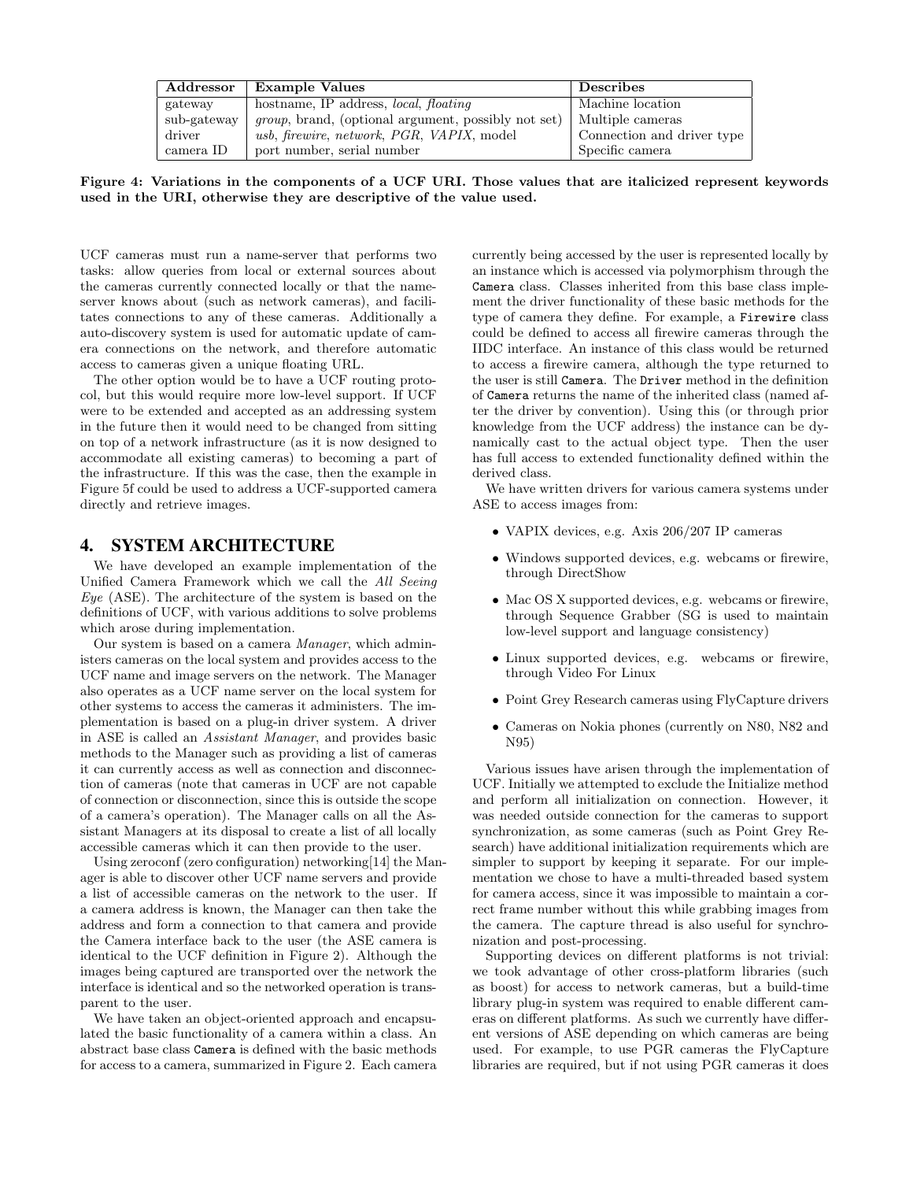| Addressor | Example Values | Describes |
|---|---|---|
| gateway | hostname, IP address, *local*, *floating* | Machine location |
| sub-gateway | *group*, brand, (optional argument, possibly not set) | Multiple cameras |
| driver | *usb*, *firewire*, *network*, *PGR*, *VAPIX*, model | Connection and driver type |
| camera ID | port number, serial number | Specific camera |

**Figure 4: Variations in the components of a UCF URI. Those values that are italicized represent keywords used in the URI, otherwise they are descriptive of the value used.**

UCF cameras must run a name-server that performs two tasks: allow queries from local or external sources about the cameras currently connected locally or that the name-server knows about (such as network cameras), and facilitates connections to any of these cameras. Additionally a auto-discovery system is used for automatic update of camera connections on the network, and therefore automatic access to cameras given a unique floating URL.

The other option would be to have a UCF routing protocol, but this would require more low-level support. If UCF were to be extended and accepted as an addressing system in the future then it would need to be changed from sitting on top of a network infrastructure (as it is now designed to accommodate all existing cameras) to becoming a part of the infrastructure. If this was the case, then the example in Figure 5f could be used to address a UCF-supported camera directly and retrieve images.

## 4. SYSTEM ARCHITECTURE

We have developed an example implementation of the Unified Camera Framework which we call the *All Seeing Eye* (ASE). The architecture of the system is based on the definitions of UCF, with various additions to solve problems which arose during implementation.

Our system is based on a camera *Manager*, which administers cameras on the local system and provides access to the UCF name and image servers on the network. The Manager also operates as a UCF name server on the local system for other systems to access the cameras it administers. The implementation is based on a plug-in driver system. A driver in ASE is called an *Assistant Manager*, and provides basic methods to the Manager such as providing a list of cameras it can currently access as well as connection and disconnection of cameras (note that cameras in UCF are not capable of connection or disconnection, since this is outside the scope of a camera's operation). The Manager calls on all the Assistant Managers at its disposal to create a list of all locally accessible cameras which it can then provide to the user.

Using zeroconf (zero configuration) networking[14] the Manager is able to discover other UCF name servers and provide a list of accessible cameras on the network to the user. If a camera address is known, the Manager can then take the address and form a connection to that camera and provide the Camera interface back to the user (the ASE camera is identical to the UCF definition in Figure 2). Although the images being captured are transported over the network the interface is identical and so the networked operation is transparent to the user.

We have taken an object-oriented approach and encapsulated the basic functionality of a camera within a class. An abstract base class `Camera` is defined with the basic methods for access to a camera, summarized in Figure 2. Each camera currently being accessed by the user is represented locally by an instance which is accessed via polymorphism through the `Camera` class. Classes inherited from this base class implement the driver functionality of these basic methods for the type of camera they define. For example, a `Firewire` class could be defined to access all firewire cameras through the IIDC interface. An instance of this class would be returned to access a firewire camera, although the type returned to the user is still `Camera`. The `Driver` method in the definition of `Camera` returns the name of the inherited class (named after the driver by convention). Using this (or through prior knowledge from the UCF address) the instance can be dynamically cast to the actual object type. Then the user has full access to extended functionality defined within the derived class.

We have written drivers for various camera systems under ASE to access images from:

- VAPIX devices, e.g. Axis 206/207 IP cameras
- Windows supported devices, e.g. webcams or firewire, through DirectShow
- Mac OS X supported devices, e.g. webcams or firewire, through Sequence Grabber (SG is used to maintain low-level support and language consistency)
- Linux supported devices, e.g. webcams or firewire, through Video For Linux
- Point Grey Research cameras using FlyCapture drivers
- Cameras on Nokia phones (currently on N80, N82 and N95)

Various issues have arisen through the implementation of UCF. Initially we attempted to exclude the Initialize method and perform all initialization on connection. However, it was needed outside connection for the cameras to support synchronization, as some cameras (such as Point Grey Research) have additional initialization requirements which are simpler to support by keeping it separate. For our implementation we chose to have a multi-threaded based system for camera access, since it was impossible to maintain a correct frame number without this while grabbing images from the camera. The capture thread is also useful for synchronization and post-processing.

Supporting devices on different platforms is not trivial: we took advantage of other cross-platform libraries (such as boost) for access to network cameras, but a build-time library plug-in system was required to enable different cameras on different platforms. As such we currently have different versions of ASE depending on which cameras are being used. For example, to use PGR cameras the FlyCapture libraries are required, but if not using PGR cameras it does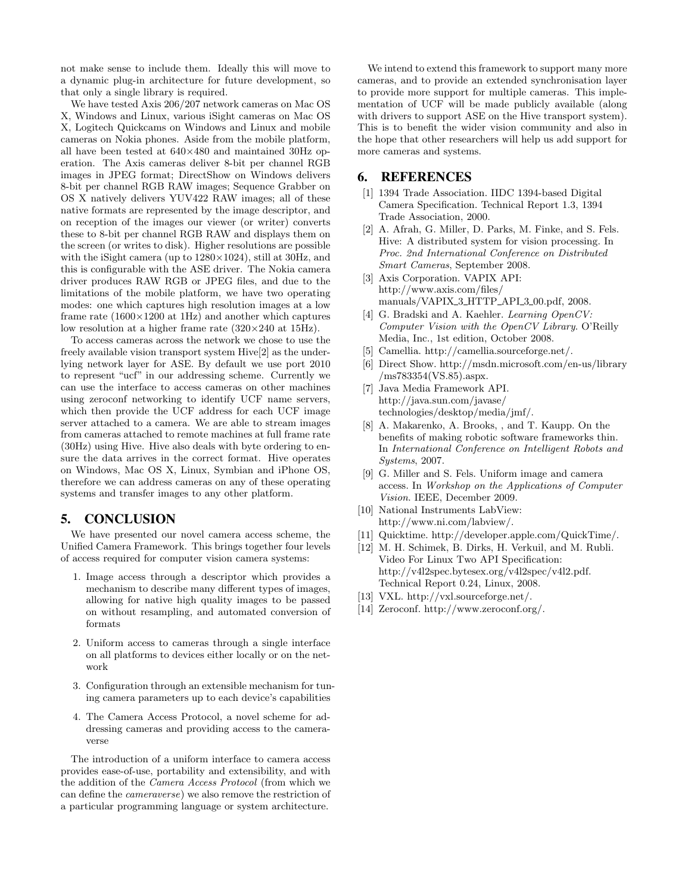not make sense to include them. Ideally this will move to a dynamic plug-in architecture for future development, so that only a single library is required.

We have tested Axis 206/207 network cameras on Mac OS X, Windows and Linux, various iSight cameras on Mac OS X, Logitech Quickcams on Windows and Linux and mobile cameras on Nokia phones. Aside from the mobile platform, all have been tested at 640×480 and maintained 30Hz operation. The Axis cameras deliver 8-bit per channel RGB images in JPEG format; DirectShow on Windows delivers 8-bit per channel RGB RAW images; Sequence Grabber on OS X natively delivers YUV422 RAW images; all of these native formats are represented by the image descriptor, and on reception of the images our viewer (or writer) converts these to 8-bit per channel RGB RAW and displays them on the screen (or writes to disk). Higher resolutions are possible with the iSight camera (up to 1280×1024), still at 30Hz, and this is configurable with the ASE driver. The Nokia camera driver produces RAW RGB or JPEG files, and due to the limitations of the mobile platform, we have two operating modes: one which captures high resolution images at a low frame rate (1600×1200 at 1Hz) and another which captures low resolution at a higher frame rate (320×240 at 15Hz).

To access cameras across the network we chose to use the freely available vision transport system Hive[2] as the underlying network layer for ASE. By default we use port 2010 to represent "ucf" in our addressing scheme. Currently we can use the interface to access cameras on other machines using zeroconf networking to identify UCF name servers, which then provide the UCF address for each UCF image server attached to a camera. We are able to stream images from cameras attached to remote machines at full frame rate (30Hz) using Hive. Hive also deals with byte ordering to ensure the data arrives in the correct format. Hive operates on Windows, Mac OS X, Linux, Symbian and iPhone OS, therefore we can address cameras on any of these operating systems and transfer images to any other platform.

## 5. CONCLUSION

We have presented our novel camera access scheme, the Unified Camera Framework. This brings together four levels of access required for computer vision camera systems:

1. Image access through a descriptor which provides a mechanism to describe many different types of images, allowing for native high quality images to be passed on without resampling, and automated conversion of formats
2. Uniform access to cameras through a single interface on all platforms to devices either locally or on the network
3. Configuration through an extensible mechanism for tuning camera parameters up to each device's capabilities
4. The Camera Access Protocol, a novel scheme for addressing cameras and providing access to the cameraverse

The introduction of a uniform interface to camera access provides ease-of-use, portability and extensibility, and with the addition of the *Camera Access Protocol* (from which we can define the *cameraverse*) we also remove the restriction of a particular programming language or system architecture.

We intend to extend this framework to support many more cameras, and to provide an extended synchronisation layer to provide more support for multiple cameras. This implementation of UCF will be made publicly available (along with drivers to support ASE on the Hive transport system). This is to benefit the wider vision community and also in the hope that other researchers will help us add support for more cameras and systems.

## 6. REFERENCES

[1] 1394 Trade Association. IIDC 1394-based Digital Camera Specification. Technical Report 1.3, 1394 Trade Association, 2000.

[2] A. Afrah, G. Miller, D. Parks, M. Finke, and S. Fels. Hive: A distributed system for vision processing. In *Proc. 2nd International Conference on Distributed Smart Cameras*, September 2008.

[3] Axis Corporation. VAPIX API: http://www.axis.com/files/manuals/VAPIX_3_HTTP_API_3_00.pdf, 2008.

[4] G. Bradski and A. Kaehler. *Learning OpenCV: Computer Vision with the OpenCV Library*. O'Reilly Media, Inc., 1st edition, October 2008.

[5] Camellia. http://camellia.sourceforge.net/.

[6] Direct Show. http://msdn.microsoft.com/en-us/library/ms783354(VS.85).aspx.

[7] Java Media Framework API. http://java.sun.com/javase/technologies/desktop/media/jmf/.

[8] A. Makarenko, A. Brooks, , and T. Kaupp. On the benefits of making robotic software frameworks thin. In *International Conference on Intelligent Robots and Systems*, 2007.

[9] G. Miller and S. Fels. Uniform image and camera access. In *Workshop on the Applications of Computer Vision*. IEEE, December 2009.

[10] National Instruments LabView: http://www.ni.com/labview/.

[11] Quicktime. http://developer.apple.com/QuickTime/.

[12] M. H. Schimek, B. Dirks, H. Verkuil, and M. Rubli. Video For Linux Two API Specification: http://v4l2spec.bytesex.org/v4l2spec/v4l2.pdf. Technical Report 0.24, Linux, 2008.

[13] VXL. http://vxl.sourceforge.net/.

[14] Zeroconf. http://www.zeroconf.org/.